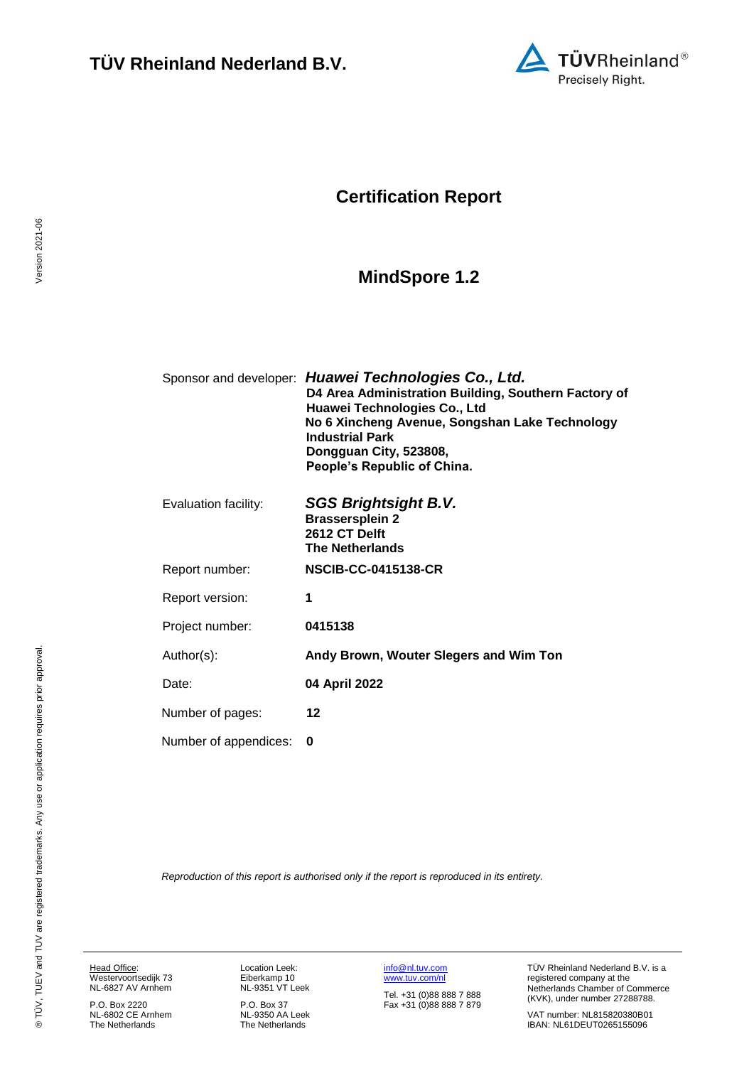# TÜV Rheinland Nederland B.V.

## Certification Report

## MindSpore 1.2

| | |
|---|---|
| Sponsor and developer: | ***Huawei Technologies Co., Ltd.*** **D4 Area Administration Building, Southern Factory of Huawei Technologies Co., Ltd** **No 6 Xincheng Avenue, Songshan Lake Technology Industrial Park** **Dongguan City, 523808,** **People's Republic of China.** |
| Evaluation facility: | ***SGS Brightsight B.V.*** **Brassersplein 2** **2612 CT Delft** **The Netherlands** |
| Report number: | **NSCIB-CC-0415138-CR** |
| Report version: | **1** |
| Project number: | **0415138** |
| Author(s): | **Andy Brown, Wouter Slegers and Wim Ton** |
| Date: | **04 April 2022** |
| Number of pages: | **12** |
| Number of appendices: | **0** |

*Reproduction of this report is authorised only if the report is reproduced in its entirety.*

Head Office:
Westervoortsedijk 73
NL-6827 AV Arnhem

P.O. Box 2220
NL-6802 CE Arnhem
The Netherlands

Location Leek:
Eiberkamp 10
NL-9351 VT Leek

P.O. Box 37
NL-9350 AA Leek
The Netherlands

info@nl.tuv.com
www.tuv.com/nl

Tel. +31 (0)88 888 7 888
Fax +31 (0)88 888 7 879

TÜV Rheinland Nederland B.V. is a registered company at the Netherlands Chamber of Commerce (KVK), under number 27288788.

VAT number: NL815820380B01
IBAN: NL61DEUT0265155096

Version 2021-06

® TÜV, TUEV and TUV are registered trademarks. Any use or application requires prior approval.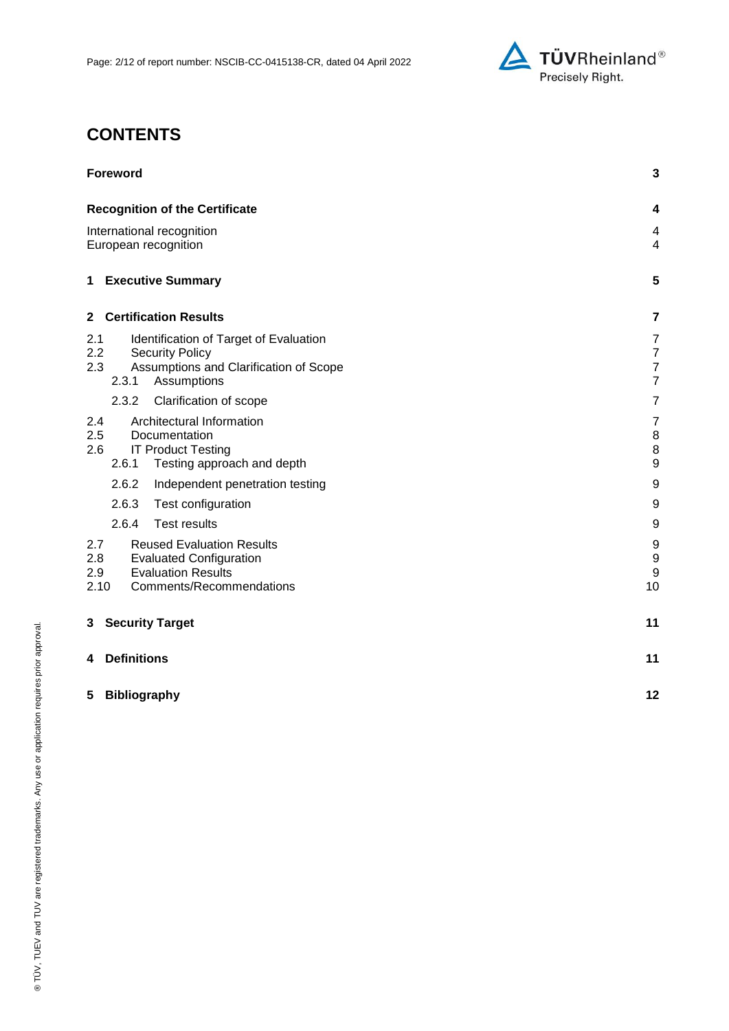## CONTENTS

**Foreword** 3

**Recognition of the Certificate** 4

International recognition 4
European recognition 4

**1 Executive Summary** 5

**2 Certification Results** 7

2.1 Identification of Target of Evaluation 7
2.2 Security Policy 7
2.3 Assumptions and Clarification of Scope 7
 2.3.1 Assumptions 7
 2.3.2 Clarification of scope 7
2.4 Architectural Information 7
2.5 Documentation 8
2.6 IT Product Testing 8
 2.6.1 Testing approach and depth 9
 2.6.2 Independent penetration testing 9
 2.6.3 Test configuration 9
 2.6.4 Test results 9
2.7 Reused Evaluation Results 9
2.8 Evaluated Configuration 9
2.9 Evaluation Results 9
2.10 Comments/Recommendations 10

**3 Security Target** 11

**4 Definitions** 11

**5 Bibliography** 12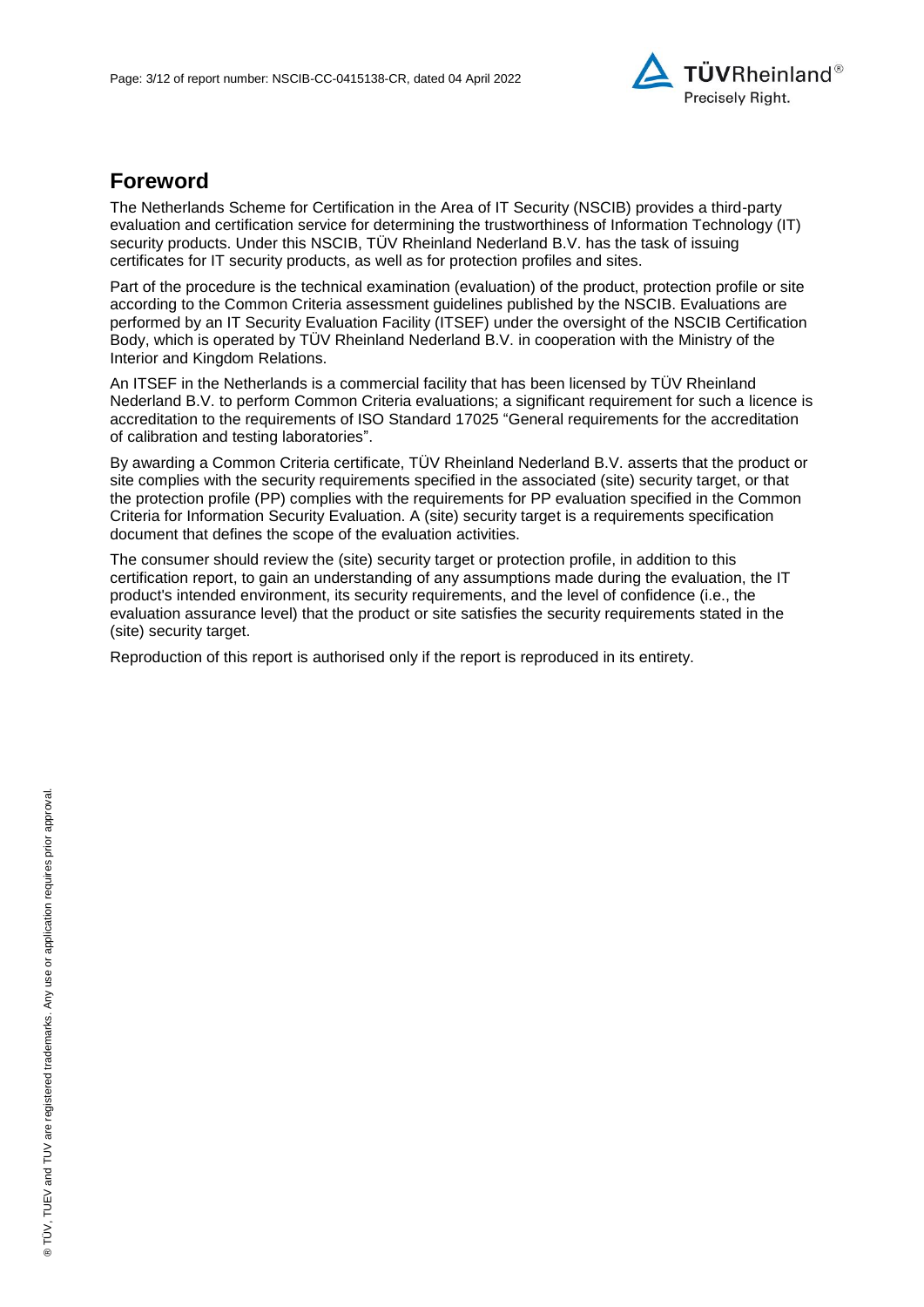## Foreword

The Netherlands Scheme for Certification in the Area of IT Security (NSCIB) provides a third-party evaluation and certification service for determining the trustworthiness of Information Technology (IT) security products. Under this NSCIB, TÜV Rheinland Nederland B.V. has the task of issuing certificates for IT security products, as well as for protection profiles and sites.

Part of the procedure is the technical examination (evaluation) of the product, protection profile or site according to the Common Criteria assessment guidelines published by the NSCIB. Evaluations are performed by an IT Security Evaluation Facility (ITSEF) under the oversight of the NSCIB Certification Body, which is operated by TÜV Rheinland Nederland B.V. in cooperation with the Ministry of the Interior and Kingdom Relations.

An ITSEF in the Netherlands is a commercial facility that has been licensed by TÜV Rheinland Nederland B.V. to perform Common Criteria evaluations; a significant requirement for such a licence is accreditation to the requirements of ISO Standard 17025 "General requirements for the accreditation of calibration and testing laboratories".

By awarding a Common Criteria certificate, TÜV Rheinland Nederland B.V. asserts that the product or site complies with the security requirements specified in the associated (site) security target, or that the protection profile (PP) complies with the requirements for PP evaluation specified in the Common Criteria for Information Security Evaluation. A (site) security target is a requirements specification document that defines the scope of the evaluation activities.

The consumer should review the (site) security target or protection profile, in addition to this certification report, to gain an understanding of any assumptions made during the evaluation, the IT product's intended environment, its security requirements, and the level of confidence (i.e., the evaluation assurance level) that the product or site satisfies the security requirements stated in the (site) security target.

Reproduction of this report is authorised only if the report is reproduced in its entirety.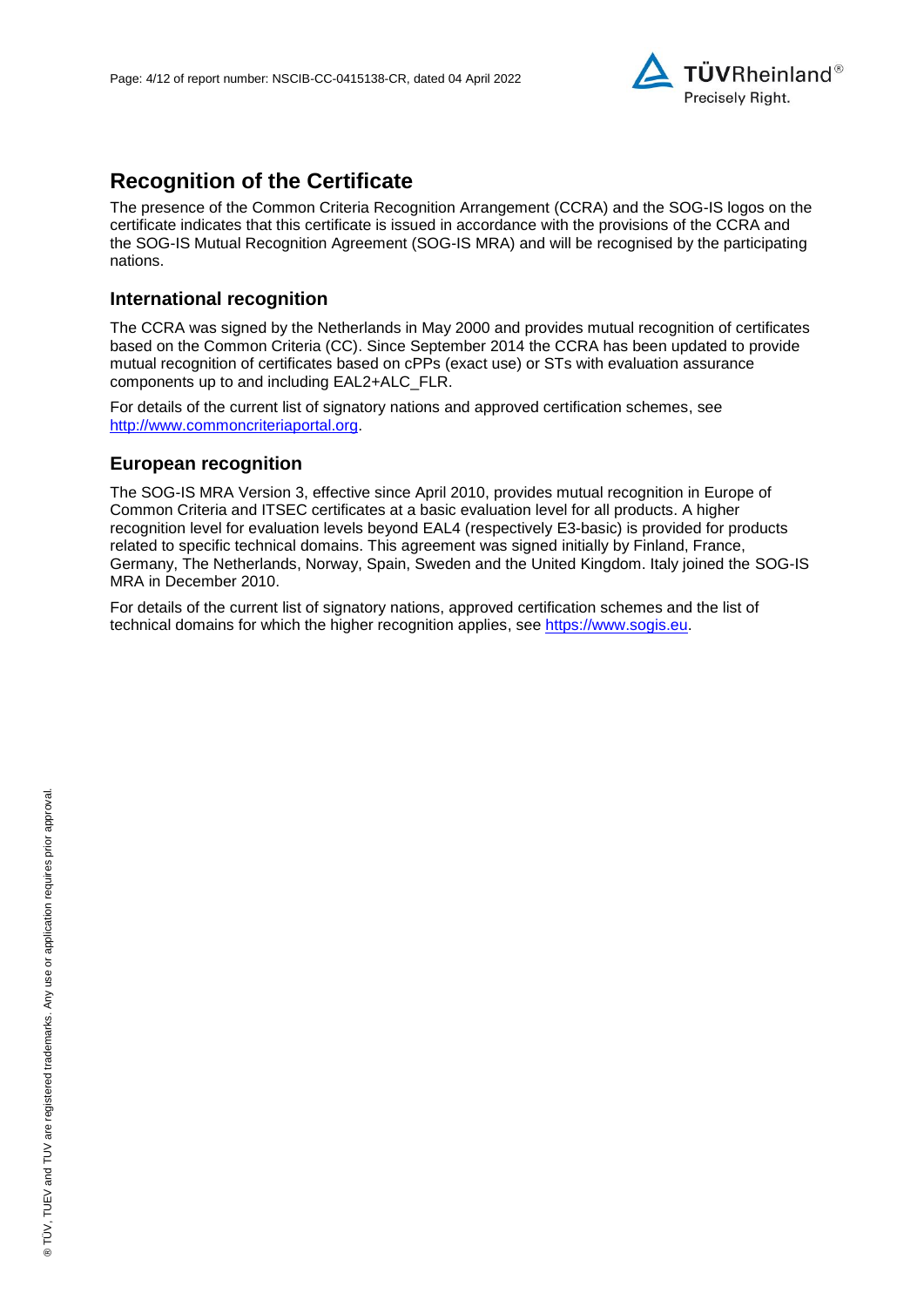## Recognition of the Certificate

The presence of the Common Criteria Recognition Arrangement (CCRA) and the SOG-IS logos on the certificate indicates that this certificate is issued in accordance with the provisions of the CCRA and the SOG-IS Mutual Recognition Agreement (SOG-IS MRA) and will be recognised by the participating nations.

### International recognition

The CCRA was signed by the Netherlands in May 2000 and provides mutual recognition of certificates based on the Common Criteria (CC). Since September 2014 the CCRA has been updated to provide mutual recognition of certificates based on cPPs (exact use) or STs with evaluation assurance components up to and including EAL2+ALC_FLR.

For details of the current list of signatory nations and approved certification schemes, see http://www.commoncriteriaportal.org.

### European recognition

The SOG-IS MRA Version 3, effective since April 2010, provides mutual recognition in Europe of Common Criteria and ITSEC certificates at a basic evaluation level for all products. A higher recognition level for evaluation levels beyond EAL4 (respectively E3-basic) is provided for products related to specific technical domains. This agreement was signed initially by Finland, France, Germany, The Netherlands, Norway, Spain, Sweden and the United Kingdom. Italy joined the SOG-IS MRA in December 2010.

For details of the current list of signatory nations, approved certification schemes and the list of technical domains for which the higher recognition applies, see https://www.sogis.eu.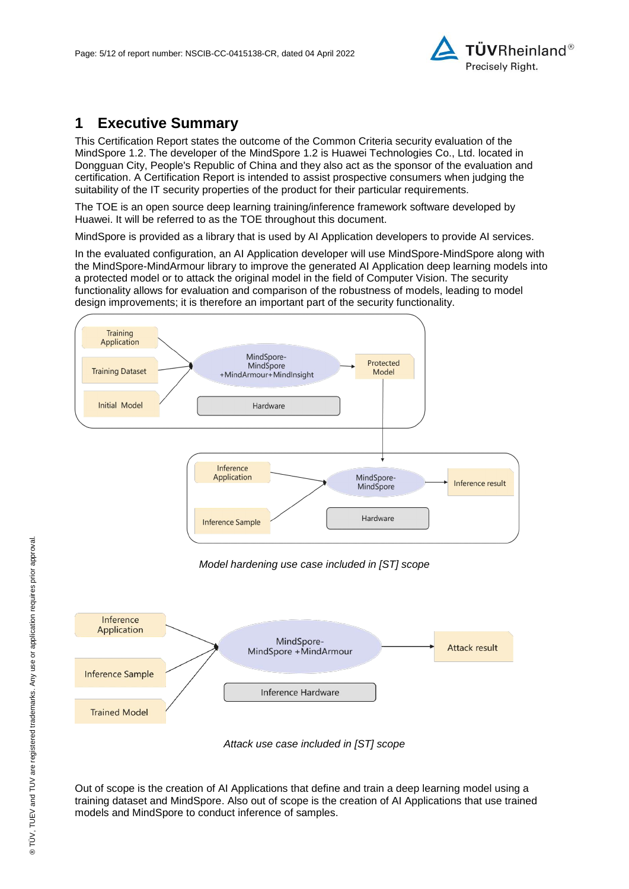# 1 Executive Summary

This Certification Report states the outcome of the Common Criteria security evaluation of the MindSpore 1.2. The developer of the MindSpore 1.2 is Huawei Technologies Co., Ltd. located in Dongguan City, People's Republic of China and they also act as the sponsor of the evaluation and certification. A Certification Report is intended to assist prospective consumers when judging the suitability of the IT security properties of the product for their particular requirements.

The TOE is an open source deep learning training/inference framework software developed by Huawei. It will be referred to as the TOE throughout this document.

MindSpore is provided as a library that is used by AI Application developers to provide AI services.

In the evaluated configuration, an AI Application developer will use MindSpore-MindSpore along with the MindSpore-MindArmour library to improve the generated AI Application deep learning models into a protected model or to attack the original model in the field of Computer Vision. The security functionality allows for evaluation and comparison of the robustness of models, leading to model design improvements; it is therefore an important part of the security functionality.

Training Application

Training Dataset

Initial Model

MindSpore-MindSpore +MindArmour+MindInsight

Protected Model

Hardware

Inference Application

Inference Sample

MindSpore-MindSpore

Inference result

Hardware

*Model hardening use case included in [ST] scope*

Inference Application

Inference Sample

Trained Model

MindSpore-MindSpore +MindArmour

Attack result

Inference Hardware

*Attack use case included in [ST] scope*

Out of scope is the creation of AI Applications that define and train a deep learning model using a training dataset and MindSpore. Also out of scope is the creation of AI Applications that use trained models and MindSpore to conduct inference of samples.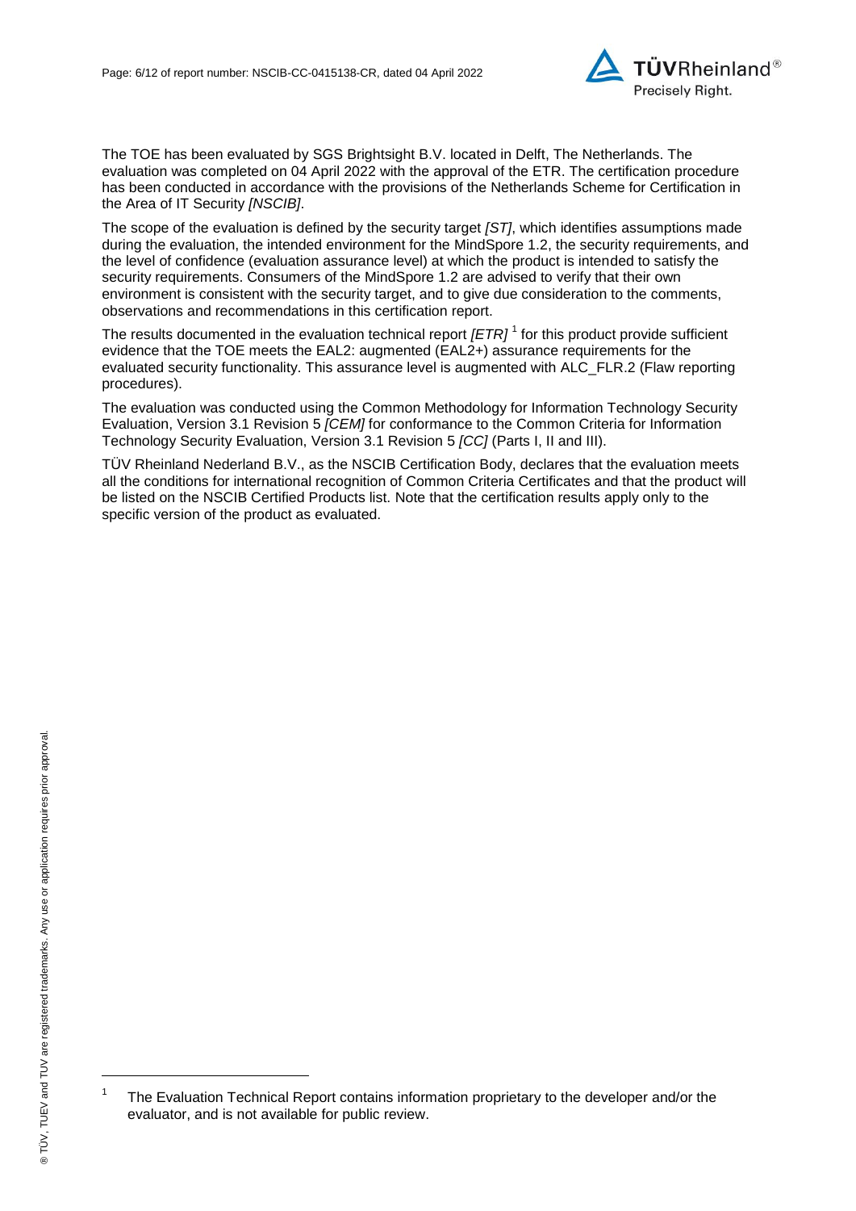The TOE has been evaluated by SGS Brightsight B.V. located in Delft, The Netherlands. The evaluation was completed on 04 April 2022 with the approval of the ETR. The certification procedure has been conducted in accordance with the provisions of the Netherlands Scheme for Certification in the Area of IT Security *[NSCIB]*.

The scope of the evaluation is defined by the security target *[ST]*, which identifies assumptions made during the evaluation, the intended environment for the MindSpore 1.2, the security requirements, and the level of confidence (evaluation assurance level) at which the product is intended to satisfy the security requirements. Consumers of the MindSpore 1.2 are advised to verify that their own environment is consistent with the security target, and to give due consideration to the comments, observations and recommendations in this certification report.

The results documented in the evaluation technical report *[ETR]* [1] for this product provide sufficient evidence that the TOE meets the EAL2: augmented (EAL2+) assurance requirements for the evaluated security functionality. This assurance level is augmented with ALC_FLR.2 (Flaw reporting procedures).

The evaluation was conducted using the Common Methodology for Information Technology Security Evaluation, Version 3.1 Revision 5 *[CEM]* for conformance to the Common Criteria for Information Technology Security Evaluation, Version 3.1 Revision 5 *[CC]* (Parts I, II and III).

TÜV Rheinland Nederland B.V., as the NSCIB Certification Body, declares that the evaluation meets all the conditions for international recognition of Common Criteria Certificates and that the product will be listed on the NSCIB Certified Products list. Note that the certification results apply only to the specific version of the product as evaluated.

---

[1] The Evaluation Technical Report contains information proprietary to the developer and/or the evaluator, and is not available for public review.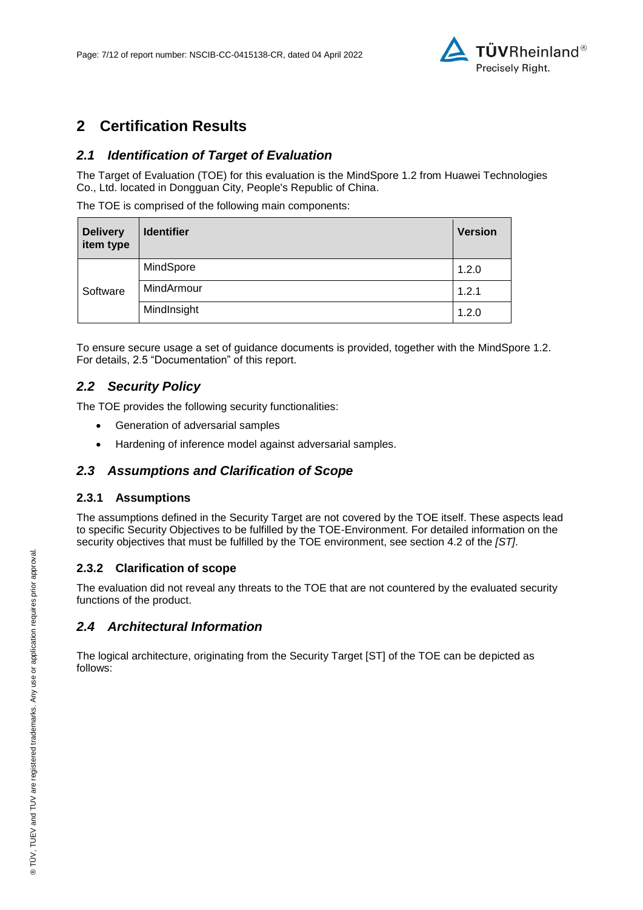# 2 Certification Results

## *2.1 Identification of Target of Evaluation*

The Target of Evaluation (TOE) for this evaluation is the MindSpore 1.2 from Huawei Technologies Co., Ltd. located in Dongguan City, People's Republic of China.

The TOE is comprised of the following main components:

| Delivery item type | Identifier | Version |
|---|---|---|
| Software | MindSpore | 1.2.0 |
| | MindArmour | 1.2.1 |
| | MindInsight | 1.2.0 |

To ensure secure usage a set of guidance documents is provided, together with the MindSpore 1.2. For details, 2.5 "Documentation" of this report.

## *2.2 Security Policy*

The TOE provides the following security functionalities:

- Generation of adversarial samples
- Hardening of inference model against adversarial samples.

## *2.3 Assumptions and Clarification of Scope*

### 2.3.1 Assumptions

The assumptions defined in the Security Target are not covered by the TOE itself. These aspects lead to specific Security Objectives to be fulfilled by the TOE-Environment. For detailed information on the security objectives that must be fulfilled by the TOE environment, see section 4.2 of the *[ST]*.

### 2.3.2 Clarification of scope

The evaluation did not reveal any threats to the TOE that are not countered by the evaluated security functions of the product.

## *2.4 Architectural Information*

The logical architecture, originating from the Security Target [ST] of the TOE can be depicted as follows: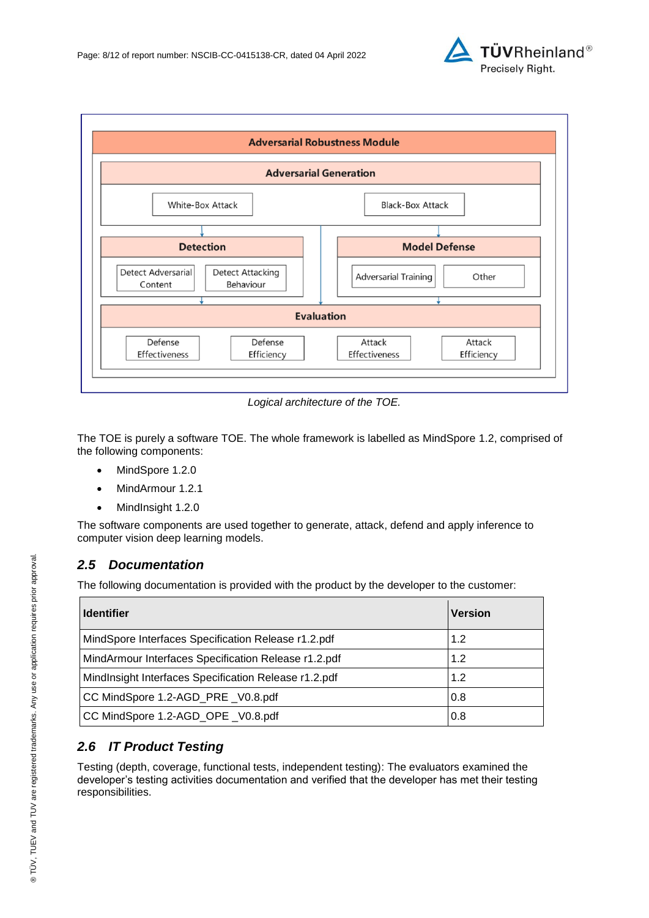Adversarial Robustness Module

Adversarial Generation

White-Box Attack

Black-Box Attack

Detection

Detect Adversarial Content

Detect Attacking Behaviour

Model Defense

Adversarial Training

Other

Evaluation

Defense Effectiveness

Defense Efficiency

Attack Effectiveness

Attack Efficiency

*Logical architecture of the TOE.*

The TOE is purely a software TOE. The whole framework is labelled as MindSpore 1.2, comprised of the following components:

- MindSpore 1.2.0
- MindArmour 1.2.1
- MindInsight 1.2.0

The software components are used together to generate, attack, defend and apply inference to computer vision deep learning models.

## *2.5 Documentation*

The following documentation is provided with the product by the developer to the customer:

| Identifier | Version |
|---|---|
| MindSpore Interfaces Specification Release r1.2.pdf | 1.2 |
| MindArmour Interfaces Specification Release r1.2.pdf | 1.2 |
| MindInsight Interfaces Specification Release r1.2.pdf | 1.2 |
| CC MindSpore 1.2-AGD_PRE _V0.8.pdf | 0.8 |
| CC MindSpore 1.2-AGD_OPE _V0.8.pdf | 0.8 |

## *2.6 IT Product Testing*

Testing (depth, coverage, functional tests, independent testing): The evaluators examined the developer's testing activities documentation and verified that the developer has met their testing responsibilities.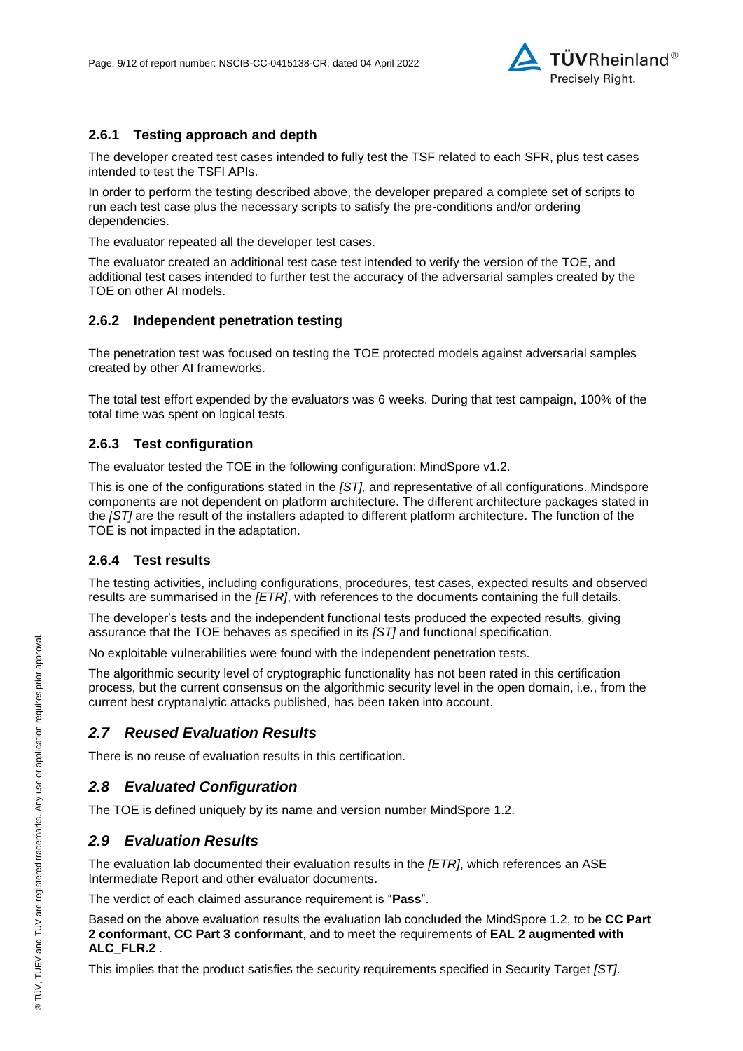### 2.6.1 Testing approach and depth

The developer created test cases intended to fully test the TSF related to each SFR, plus test cases intended to test the TSFI APIs.

In order to perform the testing described above, the developer prepared a complete set of scripts to run each test case plus the necessary scripts to satisfy the pre-conditions and/or ordering dependencies.

The evaluator repeated all the developer test cases.

The evaluator created an additional test case test intended to verify the version of the TOE, and additional test cases intended to further test the accuracy of the adversarial samples created by the TOE on other AI models.

### 2.6.2 Independent penetration testing

The penetration test was focused on testing the TOE protected models against adversarial samples created by other AI frameworks.

The total test effort expended by the evaluators was 6 weeks. During that test campaign, 100% of the total time was spent on logical tests.

### 2.6.3 Test configuration

The evaluator tested the TOE in the following configuration: MindSpore v1.2.

This is one of the configurations stated in the *[ST],* and representative of all configurations. Mindspore components are not dependent on platform architecture. The different architecture packages stated in the *[ST]* are the result of the installers adapted to different platform architecture. The function of the TOE is not impacted in the adaptation.

### 2.6.4 Test results

The testing activities, including configurations, procedures, test cases, expected results and observed results are summarised in the *[ETR]*, with references to the documents containing the full details.

The developer's tests and the independent functional tests produced the expected results, giving assurance that the TOE behaves as specified in its *[ST]* and functional specification.

No exploitable vulnerabilities were found with the independent penetration tests.

The algorithmic security level of cryptographic functionality has not been rated in this certification process, but the current consensus on the algorithmic security level in the open domain, i.e., from the current best cryptanalytic attacks published, has been taken into account.

## *2.7 Reused Evaluation Results*

There is no reuse of evaluation results in this certification.

## *2.8 Evaluated Configuration*

The TOE is defined uniquely by its name and version number MindSpore 1.2.

## *2.9 Evaluation Results*

The evaluation lab documented their evaluation results in the *[ETR]*, which references an ASE Intermediate Report and other evaluator documents.

The verdict of each claimed assurance requirement is "**Pass**".

Based on the above evaluation results the evaluation lab concluded the MindSpore 1.2, to be **CC Part 2 conformant, CC Part 3 conformant**, and to meet the requirements of **EAL 2 augmented with ALC_FLR.2** .

This implies that the product satisfies the security requirements specified in Security Target *[ST]*.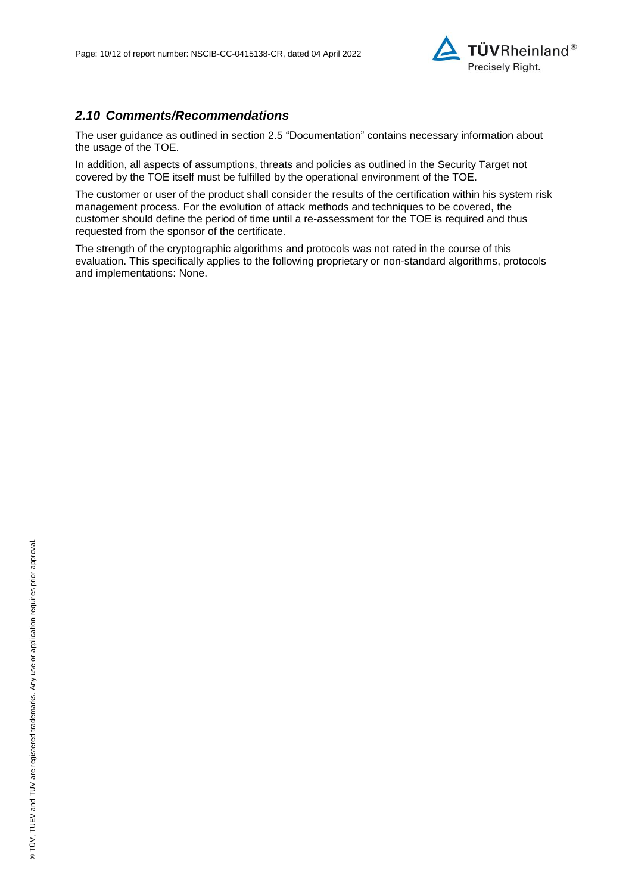## *2.10 Comments/Recommendations*

The user guidance as outlined in section 2.5 "Documentation" contains necessary information about the usage of the TOE.

In addition, all aspects of assumptions, threats and policies as outlined in the Security Target not covered by the TOE itself must be fulfilled by the operational environment of the TOE.

The customer or user of the product shall consider the results of the certification within his system risk management process. For the evolution of attack methods and techniques to be covered, the customer should define the period of time until a re-assessment for the TOE is required and thus requested from the sponsor of the certificate.

The strength of the cryptographic algorithms and protocols was not rated in the course of this evaluation. This specifically applies to the following proprietary or non-standard algorithms, protocols and implementations: None.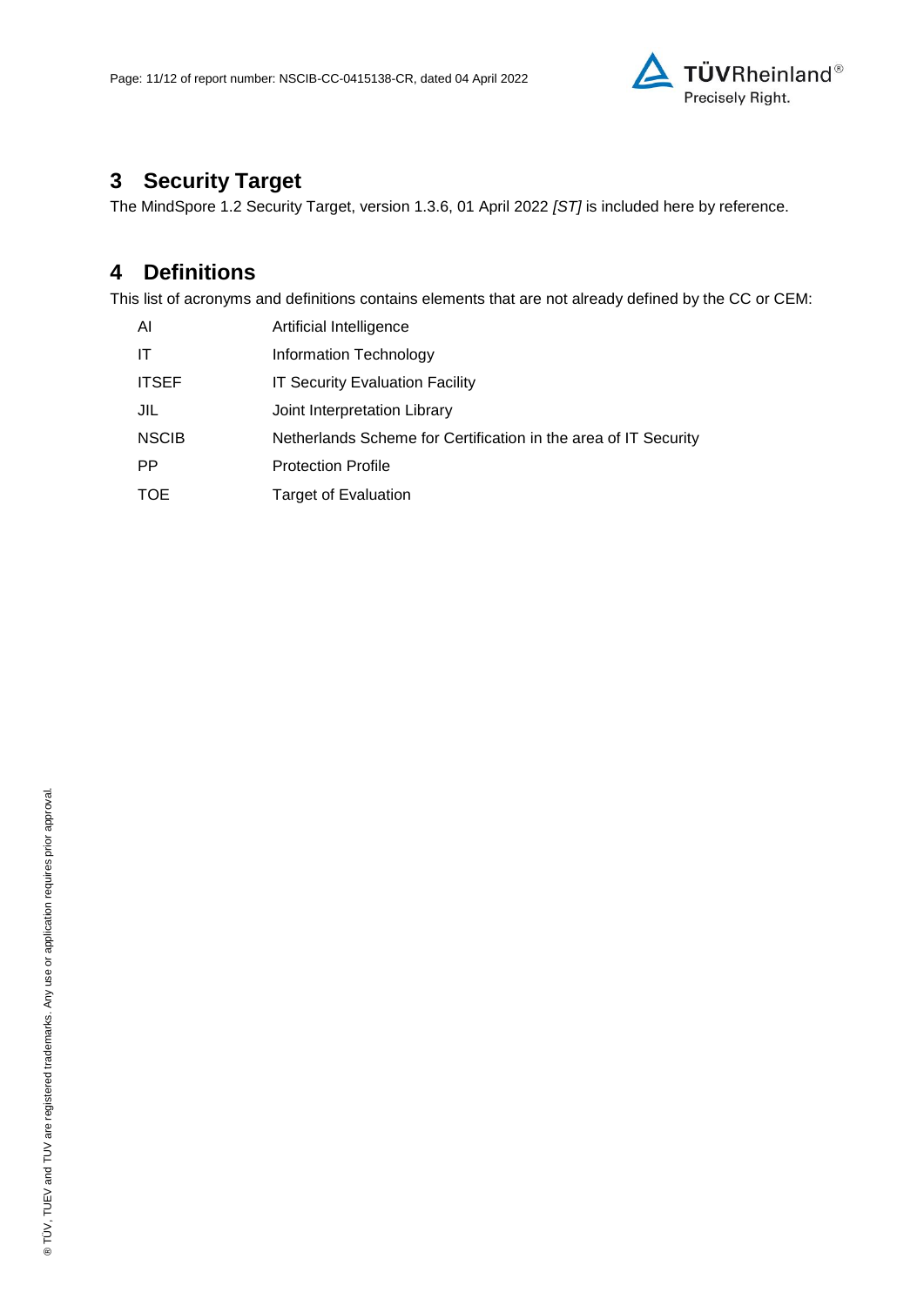## 3 Security Target

The MindSpore 1.2 Security Target, version 1.3.6, 01 April 2022 *[ST]* is included here by reference.

## 4 Definitions

This list of acronyms and definitions contains elements that are not already defined by the CC or CEM:

| | |
|---|---|
| AI | Artificial Intelligence |
| IT | Information Technology |
| ITSEF | IT Security Evaluation Facility |
| JIL | Joint Interpretation Library |
| NSCIB | Netherlands Scheme for Certification in the area of IT Security |
| PP | Protection Profile |
| TOE | Target of Evaluation |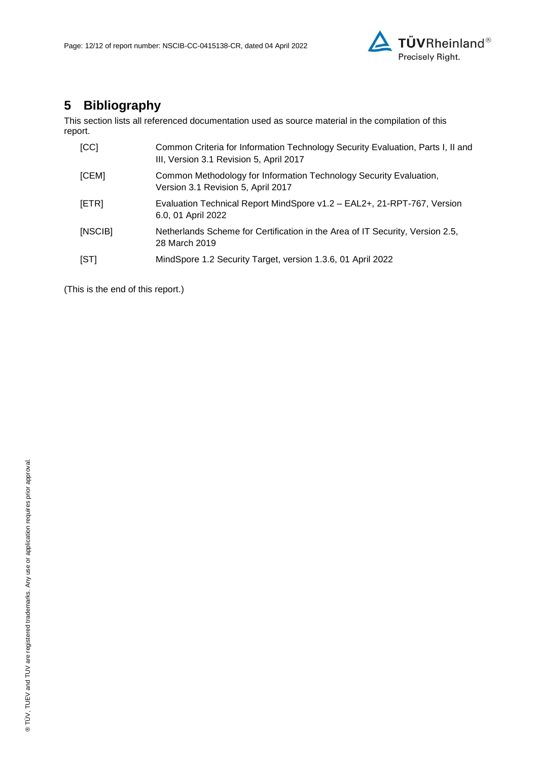# 5 Bibliography

This section lists all referenced documentation used as source material in the compilation of this report.

| | |
|---|---|
| [CC] | Common Criteria for Information Technology Security Evaluation, Parts I, II and III, Version 3.1 Revision 5, April 2017 |
| [CEM] | Common Methodology for Information Technology Security Evaluation, Version 3.1 Revision 5, April 2017 |
| [ETR] | Evaluation Technical Report MindSpore v1.2 – EAL2+, 21-RPT-767, Version 6.0, 01 April 2022 |
| [NSCIB] | Netherlands Scheme for Certification in the Area of IT Security, Version 2.5, 28 March 2019 |
| [ST] | MindSpore 1.2 Security Target, version 1.3.6, 01 April 2022 |

(This is the end of this report.)